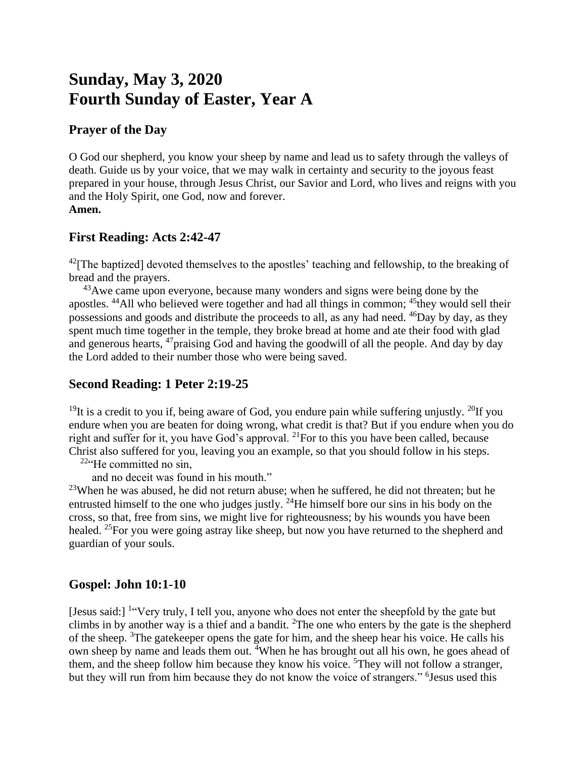# Sunday, May 3, 2020
# Fourth Sunday of Easter, Year A

## Prayer of the Day

O God our shepherd, you know your sheep by name and lead us to safety through the valleys of death. Guide us by your voice, that we may walk in certainty and security to the joyous feast prepared in your house, through Jesus Christ, our Savior and Lord, who lives and reigns with you and the Holy Spirit, one God, now and forever.
**Amen.**

## First Reading: Acts 2:42-47

[42][The baptized] devoted themselves to the apostles' teaching and fellowship, to the breaking of bread and the prayers.

[43]Awe came upon everyone, because many wonders and signs were being done by the apostles. [44]All who believed were together and had all things in common; [45]they would sell their possessions and goods and distribute the proceeds to all, as any had need. [46]Day by day, as they spent much time together in the temple, they broke bread at home and ate their food with glad and generous hearts, [47]praising God and having the goodwill of all the people. And day by day the Lord added to their number those who were being saved.

## Second Reading: 1 Peter 2:19-25

[19]It is a credit to you if, being aware of God, you endure pain while suffering unjustly. [20]If you endure when you are beaten for doing wrong, what credit is that? But if you endure when you do right and suffer for it, you have God's approval. [21]For to this you have been called, because Christ also suffered for you, leaving you an example, so that you should follow in his steps.

[22]"He committed no sin,
and no deceit was found in his mouth."

[23]When he was abused, he did not return abuse; when he suffered, he did not threaten; but he entrusted himself to the one who judges justly. [24]He himself bore our sins in his body on the cross, so that, free from sins, we might live for righteousness; by his wounds you have been healed. [25]For you were going astray like sheep, but now you have returned to the shepherd and guardian of your souls.

## Gospel: John 10:1-10

[Jesus said:] [1]"Very truly, I tell you, anyone who does not enter the sheepfold by the gate but climbs in by another way is a thief and a bandit. [2]The one who enters by the gate is the shepherd of the sheep. [3]The gatekeeper opens the gate for him, and the sheep hear his voice. He calls his own sheep by name and leads them out. [4]When he has brought out all his own, he goes ahead of them, and the sheep follow him because they know his voice. [5]They will not follow a stranger, but they will run from him because they do not know the voice of strangers." [6]Jesus used this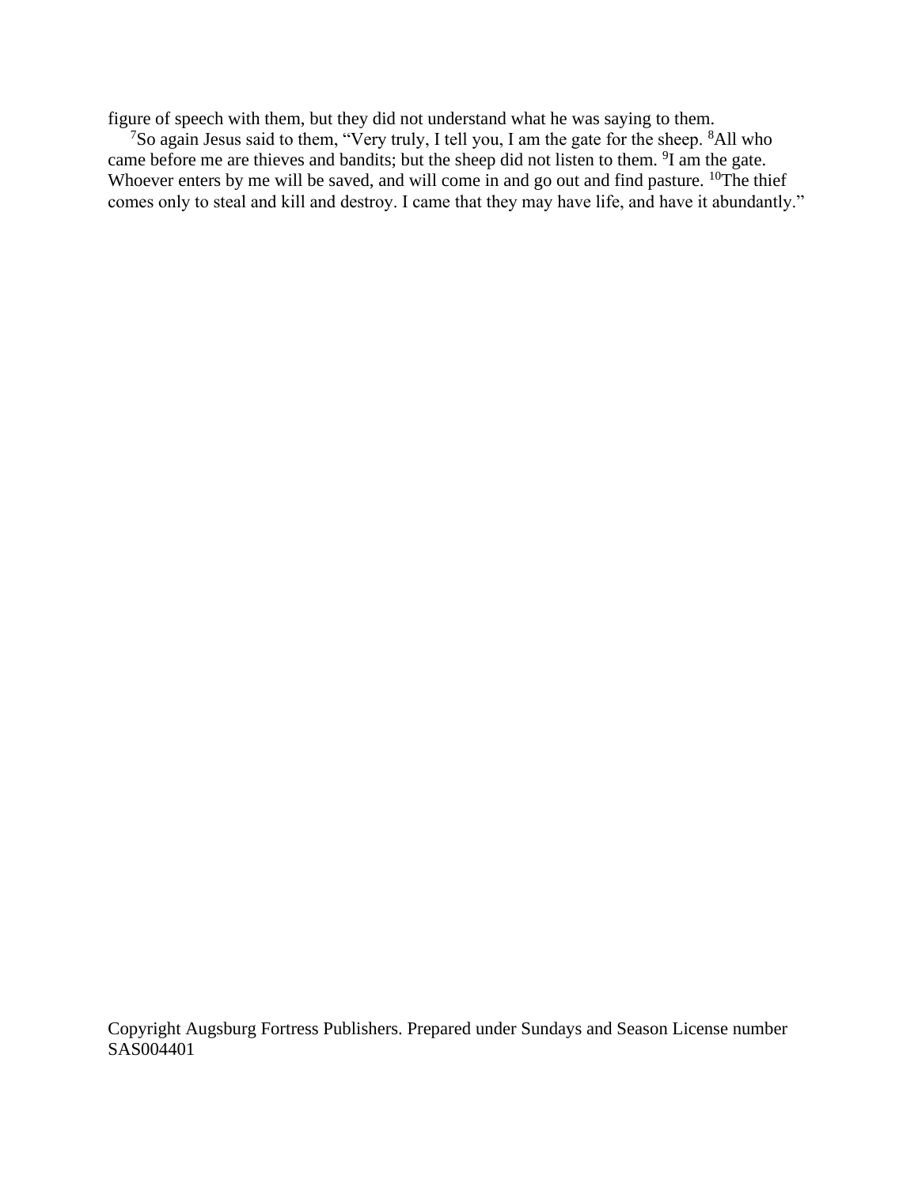figure of speech with them, but they did not understand what he was saying to them.

[7]So again Jesus said to them, "Very truly, I tell you, I am the gate for the sheep. [8]All who came before me are thieves and bandits; but the sheep did not listen to them. [9]I am the gate. Whoever enters by me will be saved, and will come in and go out and find pasture. [10]The thief comes only to steal and kill and destroy. I came that they may have life, and have it abundantly."

Copyright Augsburg Fortress Publishers. Prepared under Sundays and Season License number SAS004401